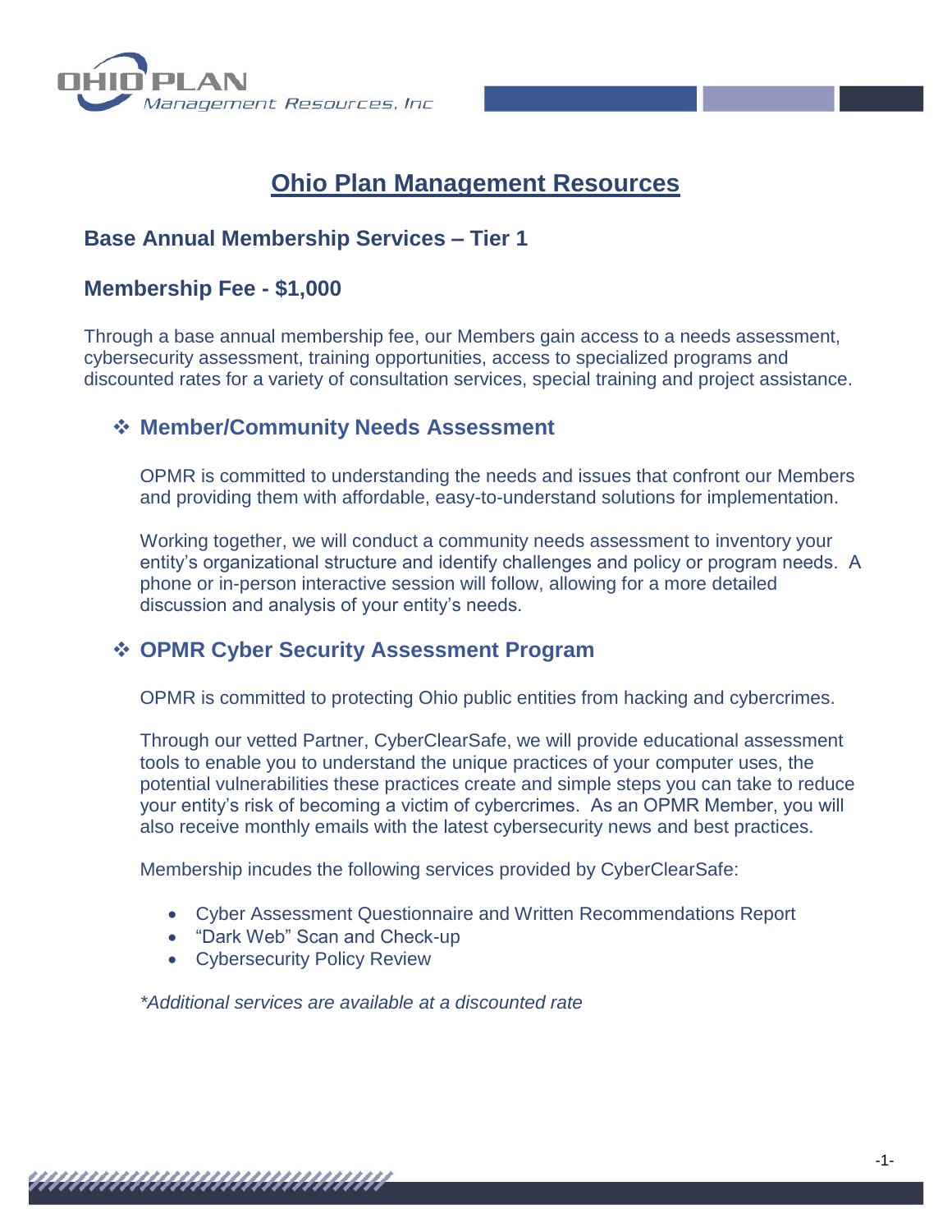# Ohio Plan Management Resources

## Base Annual Membership Services – Tier 1

## Membership Fee - $1,000

Through a base annual membership fee, our Members gain access to a needs assessment, cybersecurity assessment, training opportunities, access to specialized programs and discounted rates for a variety of consultation services, special training and project assistance.

### ❖ Member/Community Needs Assessment

OPMR is committed to understanding the needs and issues that confront our Members and providing them with affordable, easy-to-understand solutions for implementation.

Working together, we will conduct a community needs assessment to inventory your entity's organizational structure and identify challenges and policy or program needs. A phone or in-person interactive session will follow, allowing for a more detailed discussion and analysis of your entity's needs.

### ❖ OPMR Cyber Security Assessment Program

OPMR is committed to protecting Ohio public entities from hacking and cybercrimes.

Through our vetted Partner, CyberClearSafe, we will provide educational assessment tools to enable you to understand the unique practices of your computer uses, the potential vulnerabilities these practices create and simple steps you can take to reduce your entity's risk of becoming a victim of cybercrimes. As an OPMR Member, you will also receive monthly emails with the latest cybersecurity news and best practices.

Membership incudes the following services provided by CyberClearSafe:

- Cyber Assessment Questionnaire and Written Recommendations Report
- "Dark Web" Scan and Check-up
- Cybersecurity Policy Review

*\*Additional services are available at a discounted rate*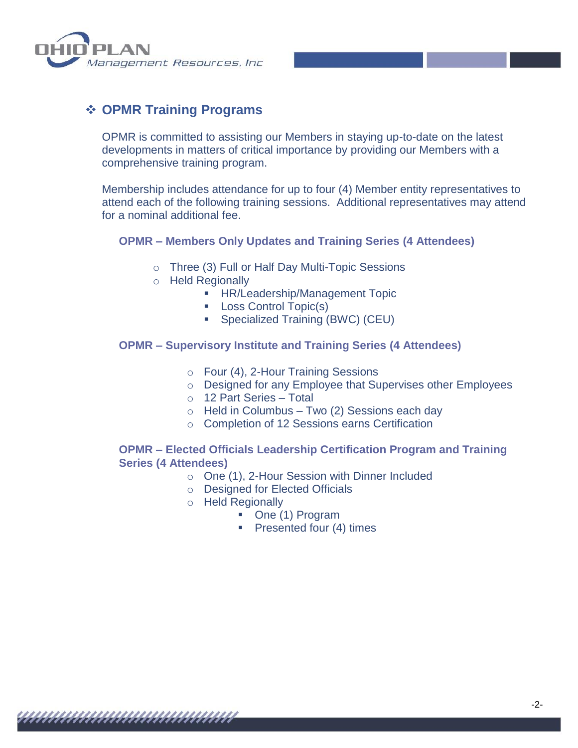## ❖ OPMR Training Programs

OPMR is committed to assisting our Members in staying up-to-date on the latest developments in matters of critical importance by providing our Members with a comprehensive training program.

Membership includes attendance for up to four (4) Member entity representatives to attend each of the following training sessions. Additional representatives may attend for a nominal additional fee.

### OPMR – Members Only Updates and Training Series (4 Attendees)

- Three (3) Full or Half Day Multi-Topic Sessions
- Held Regionally
  - HR/Leadership/Management Topic
  - Loss Control Topic(s)
  - Specialized Training (BWC) (CEU)

### OPMR – Supervisory Institute and Training Series (4 Attendees)

- Four (4), 2-Hour Training Sessions
- Designed for any Employee that Supervises other Employees
- 12 Part Series – Total
- Held in Columbus – Two (2) Sessions each day
- Completion of 12 Sessions earns Certification

### OPMR – Elected Officials Leadership Certification Program and Training Series (4 Attendees)

- One (1), 2-Hour Session with Dinner Included
- Designed for Elected Officials
- Held Regionally
  - One (1) Program
  - Presented four (4) times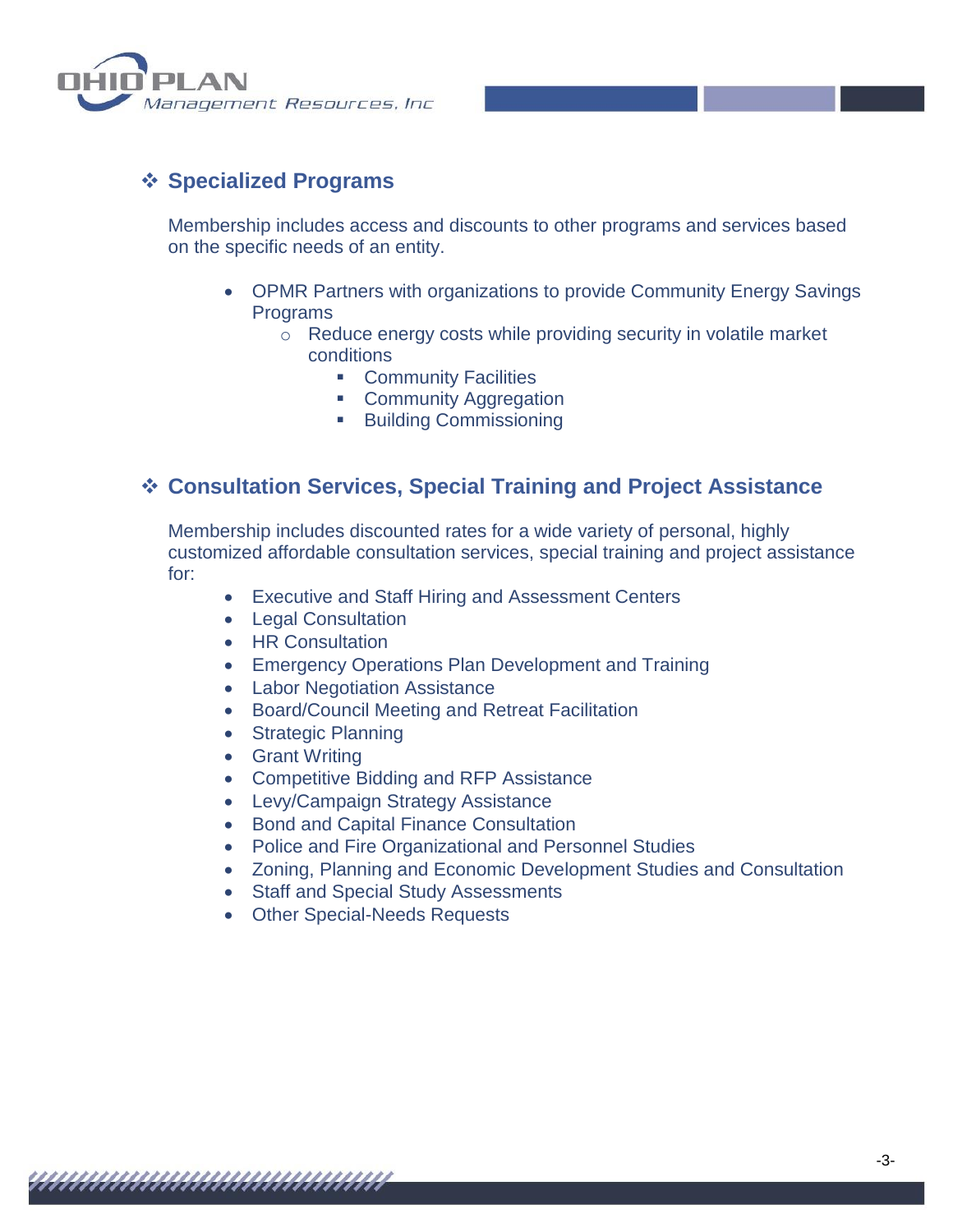## ❖ Specialized Programs

Membership includes access and discounts to other programs and services based on the specific needs of an entity.

- OPMR Partners with organizations to provide Community Energy Savings Programs
  - Reduce energy costs while providing security in volatile market conditions
    - Community Facilities
    - Community Aggregation
    - Building Commissioning

## ❖ Consultation Services, Special Training and Project Assistance

Membership includes discounted rates for a wide variety of personal, highly customized affordable consultation services, special training and project assistance for:

- Executive and Staff Hiring and Assessment Centers
- Legal Consultation
- HR Consultation
- Emergency Operations Plan Development and Training
- Labor Negotiation Assistance
- Board/Council Meeting and Retreat Facilitation
- Strategic Planning
- Grant Writing
- Competitive Bidding and RFP Assistance
- Levy/Campaign Strategy Assistance
- Bond and Capital Finance Consultation
- Police and Fire Organizational and Personnel Studies
- Zoning, Planning and Economic Development Studies and Consultation
- Staff and Special Study Assessments
- Other Special-Needs Requests